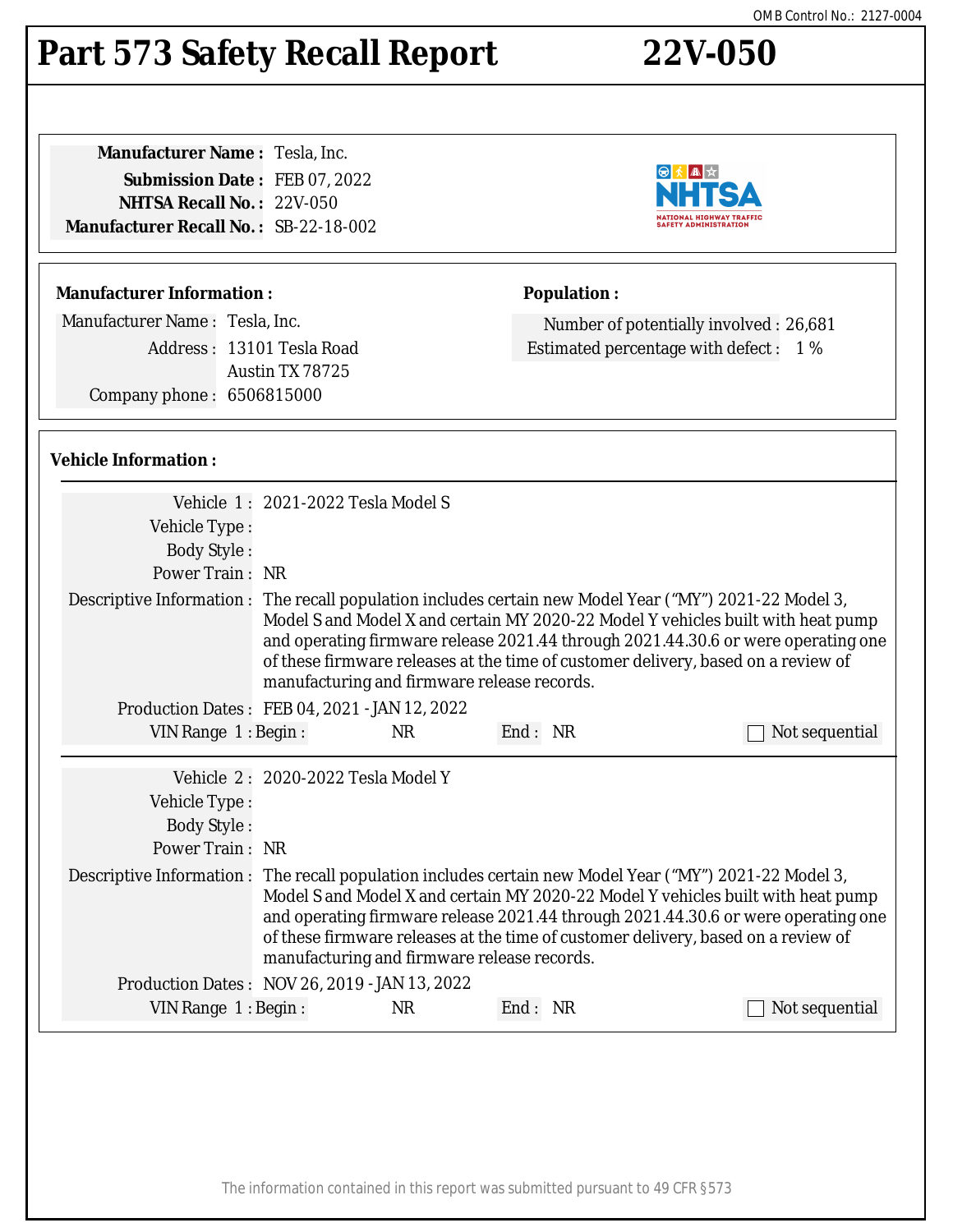OMB Control No.: 2127-0004

# Part 573 Safety Recall Report 22V-050

**Manufacturer Name :** Tesla, Inc.
**Submission Date :** FEB 07, 2022
**NHTSA Recall No. :** 22V-050
**Manufacturer Recall No. :** SB-22-18-002

**Manufacturer Information :**

Manufacturer Name : Tesla, Inc.
Address : 13101 Tesla Road
Austin TX 78725
Company phone : 6506815000

**Population :**

Number of potentially involved : 26,681
Estimated percentage with defect : 1 %

**Vehicle Information :**

Vehicle 1 : 2021-2022 Tesla Model S
Vehicle Type :
Body Style :
Power Train : NR
Descriptive Information : The recall population includes certain new Model Year ("MY") 2021-22 Model 3, Model S and Model X and certain MY 2020-22 Model Y vehicles built with heat pump and operating firmware release 2021.44 through 2021.44.30.6 or were operating one of these firmware releases at the time of customer delivery, based on a review of manufacturing and firmware release records.
Production Dates : FEB 04, 2021 - JAN 12, 2022
VIN Range 1 : Begin : NR End : NR ☐ Not sequential

Vehicle 2 : 2020-2022 Tesla Model Y
Vehicle Type :
Body Style :
Power Train : NR
Descriptive Information : The recall population includes certain new Model Year ("MY") 2021-22 Model 3, Model S and Model X and certain MY 2020-22 Model Y vehicles built with heat pump and operating firmware release 2021.44 through 2021.44.30.6 or were operating one of these firmware releases at the time of customer delivery, based on a review of manufacturing and firmware release records.
Production Dates : NOV 26, 2019 - JAN 13, 2022
VIN Range 1 : Begin : NR End : NR ☐ Not sequential

The information contained in this report was submitted pursuant to 49 CFR §573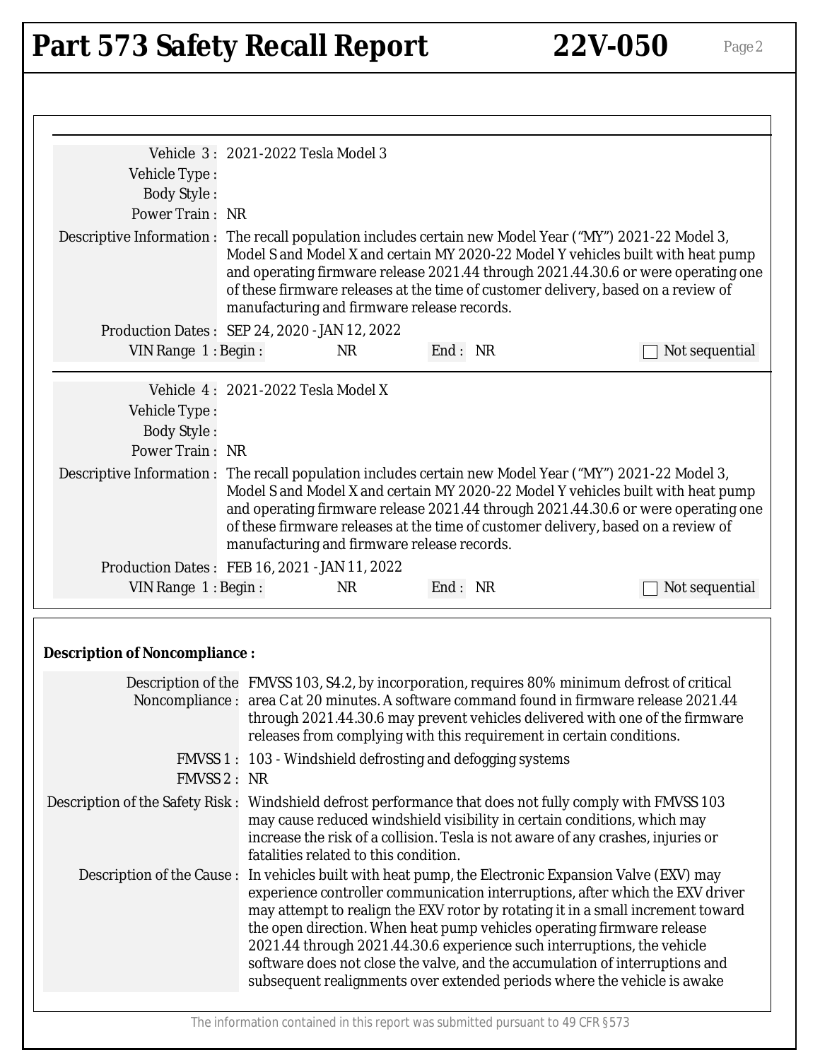Vehicle 3 : 2021-2022 Tesla Model 3

Vehicle Type :

Body Style :

Power Train : NR

Descriptive Information : The recall population includes certain new Model Year ("MY") 2021-22 Model 3, Model S and Model X and certain MY 2020-22 Model Y vehicles built with heat pump and operating firmware release 2021.44 through 2021.44.30.6 or were operating one of these firmware releases at the time of customer delivery, based on a review of manufacturing and firmware release records.

Production Dates : SEP 24, 2020 - JAN 12, 2022

VIN Range 1 : Begin : NR End : NR ☐ Not sequential

---

Vehicle 4 : 2021-2022 Tesla Model X

Vehicle Type :

Body Style :

Power Train : NR

Descriptive Information : The recall population includes certain new Model Year ("MY") 2021-22 Model 3, Model S and Model X and certain MY 2020-22 Model Y vehicles built with heat pump and operating firmware release 2021.44 through 2021.44.30.6 or were operating one of these firmware releases at the time of customer delivery, based on a review of manufacturing and firmware release records.

Production Dates : FEB 16, 2021 - JAN 11, 2022

VIN Range 1 : Begin : NR End : NR ☐ Not sequential

---

**Description of Noncompliance :**

Description of the Noncompliance : FMVSS 103, S4.2, by incorporation, requires 80% minimum defrost of critical area C at 20 minutes. A software command found in firmware release 2021.44 through 2021.44.30.6 may prevent vehicles delivered with one of the firmware releases from complying with this requirement in certain conditions.

FMVSS 1 : 103 - Windshield defrosting and defogging systems

FMVSS 2 : NR

Description of the Safety Risk : Windshield defrost performance that does not fully comply with FMVSS 103 may cause reduced windshield visibility in certain conditions, which may increase the risk of a collision. Tesla is not aware of any crashes, injuries or fatalities related to this condition.

Description of the Cause : In vehicles built with heat pump, the Electronic Expansion Valve (EXV) may experience controller communication interruptions, after which the EXV driver may attempt to realign the EXV rotor by rotating it in a small increment toward the open direction. When heat pump vehicles operating firmware release 2021.44 through 2021.44.30.6 experience such interruptions, the vehicle software does not close the valve, and the accumulation of interruptions and subsequent realignments over extended periods where the vehicle is awake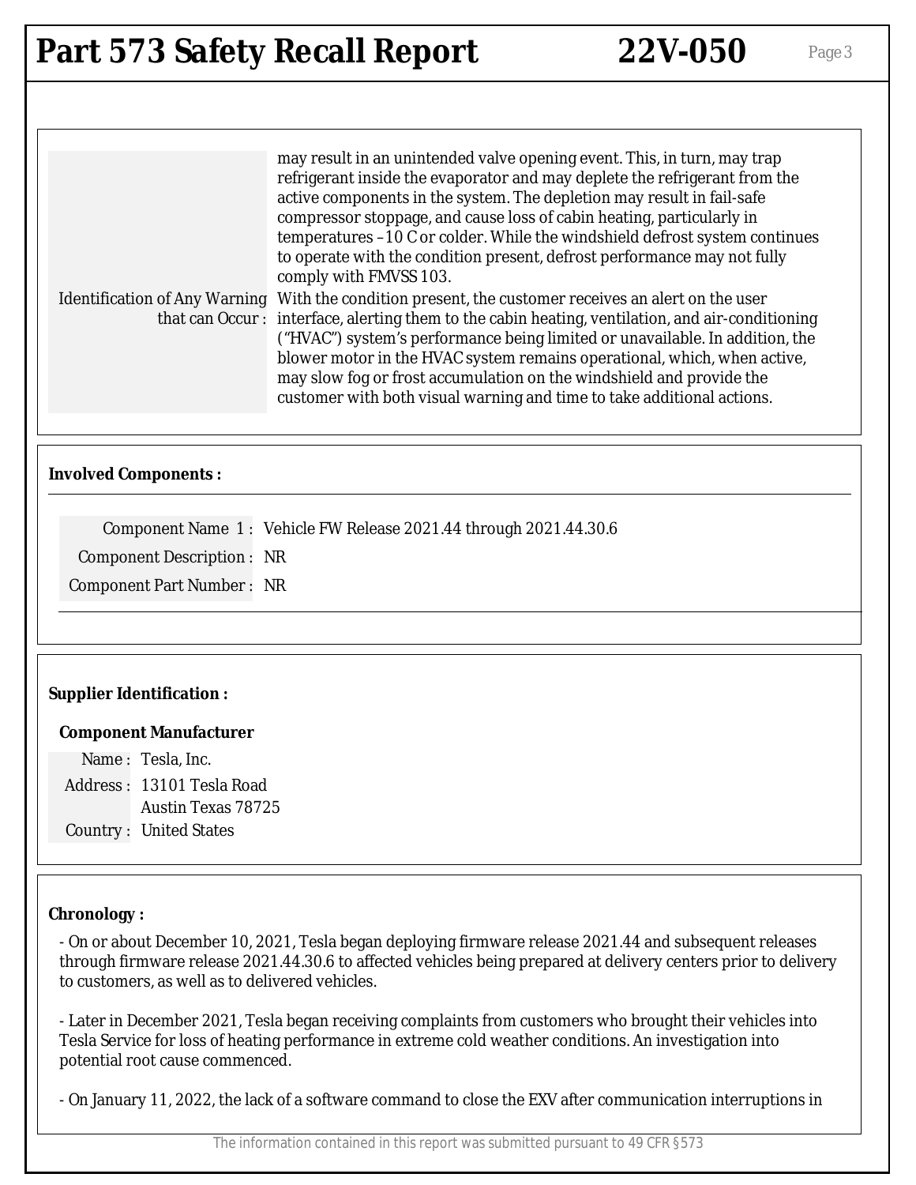may result in an unintended valve opening event. This, in turn, may trap refrigerant inside the evaporator and may deplete the refrigerant from the active components in the system. The depletion may result in fail-safe compressor stoppage, and cause loss of cabin heating, particularly in temperatures –10 C or colder. While the windshield defrost system continues to operate with the condition present, defrost performance may not fully comply with FMVSS 103.

**Identification of Any Warning that can Occur :** With the condition present, the customer receives an alert on the user interface, alerting them to the cabin heating, ventilation, and air-conditioning (“HVAC”) system’s performance being limited or unavailable. In addition, the blower motor in the HVAC system remains operational, which, when active, may slow fog or frost accumulation on the windshield and provide the customer with both visual warning and time to take additional actions.

### Involved Components :

Component Name 1 : Vehicle FW Release 2021.44 through 2021.44.30.6
Component Description : NR
Component Part Number : NR

### Supplier Identification :

**Component Manufacturer**

Name : Tesla, Inc.
Address : 13101 Tesla Road
Austin Texas 78725
Country : United States

### Chronology :

- On or about December 10, 2021, Tesla began deploying firmware release 2021.44 and subsequent releases through firmware release 2021.44.30.6 to affected vehicles being prepared at delivery centers prior to delivery to customers, as well as to delivered vehicles.

- Later in December 2021, Tesla began receiving complaints from customers who brought their vehicles into Tesla Service for loss of heating performance in extreme cold weather conditions. An investigation into potential root cause commenced.

- On January 11, 2022, the lack of a software command to close the EXV after communication interruptions in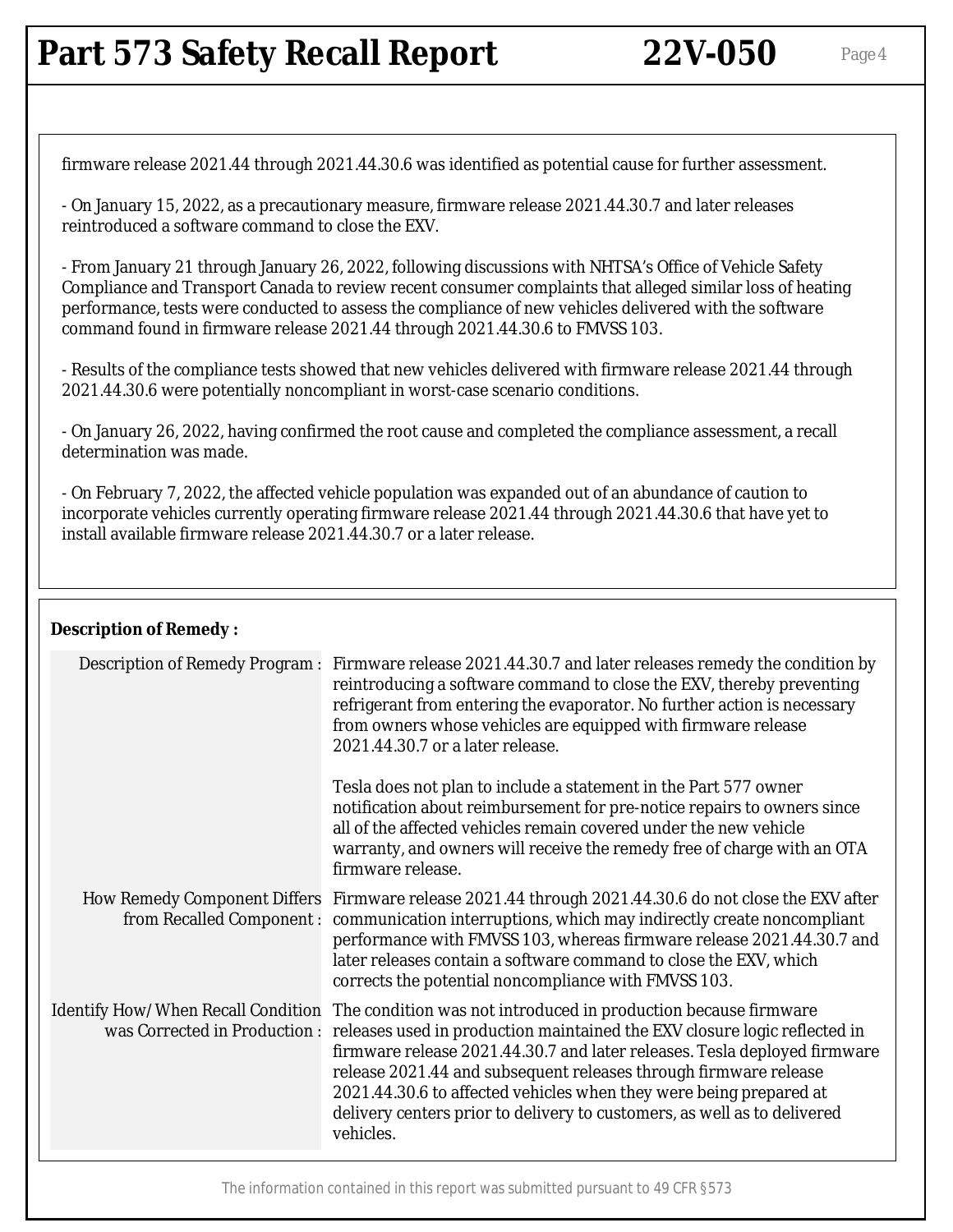firmware release 2021.44 through 2021.44.30.6 was identified as potential cause for further assessment.

- On January 15, 2022, as a precautionary measure, firmware release 2021.44.30.7 and later releases reintroduced a software command to close the EXV.

- From January 21 through January 26, 2022, following discussions with NHTSA's Office of Vehicle Safety Compliance and Transport Canada to review recent consumer complaints that alleged similar loss of heating performance, tests were conducted to assess the compliance of new vehicles delivered with the software command found in firmware release 2021.44 through 2021.44.30.6 to FMVSS 103.

- Results of the compliance tests showed that new vehicles delivered with firmware release 2021.44 through 2021.44.30.6 were potentially noncompliant in worst-case scenario conditions.

- On January 26, 2022, having confirmed the root cause and completed the compliance assessment, a recall determination was made.

- On February 7, 2022, the affected vehicle population was expanded out of an abundance of caution to incorporate vehicles currently operating firmware release 2021.44 through 2021.44.30.6 that have yet to install available firmware release 2021.44.30.7 or a later release.

**Description of Remedy :**

| | |
|---|---|
| Description of Remedy Program : | Firmware release 2021.44.30.7 and later releases remedy the condition by reintroducing a software command to close the EXV, thereby preventing refrigerant from entering the evaporator. No further action is necessary from owners whose vehicles are equipped with firmware release 2021.44.30.7 or a later release.<br><br>Tesla does not plan to include a statement in the Part 577 owner notification about reimbursement for pre-notice repairs to owners since all of the affected vehicles remain covered under the new vehicle warranty, and owners will receive the remedy free of charge with an OTA firmware release. |
| How Remedy Component Differs from Recalled Component : | Firmware release 2021.44 through 2021.44.30.6 do not close the EXV after communication interruptions, which may indirectly create noncompliant performance with FMVSS 103, whereas firmware release 2021.44.30.7 and later releases contain a software command to close the EXV, which corrects the potential noncompliance with FMVSS 103. |
| Identify How/When Recall Condition was Corrected in Production : | The condition was not introduced in production because firmware releases used in production maintained the EXV closure logic reflected in firmware release 2021.44.30.7 and later releases. Tesla deployed firmware release 2021.44 and subsequent releases through firmware release 2021.44.30.6 to affected vehicles when they were being prepared at delivery centers prior to delivery to customers, as well as to delivered vehicles. |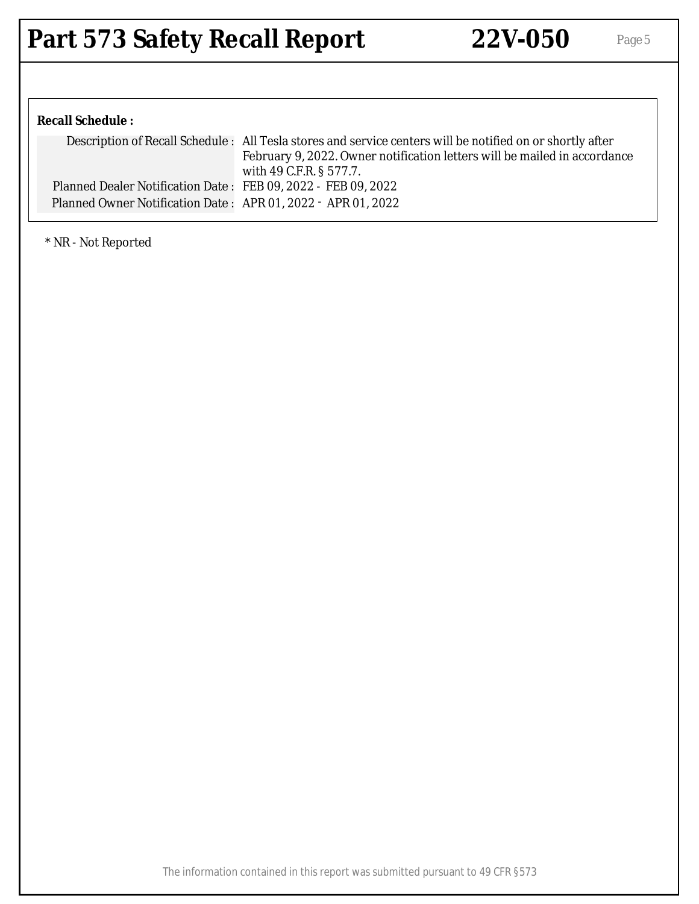**Recall Schedule :**

| | |
|---|---|
| Description of Recall Schedule : | All Tesla stores and service centers will be notified on or shortly after February 9, 2022. Owner notification letters will be mailed in accordance with 49 C.F.R. § 577.7. |
| Planned Dealer Notification Date : | FEB 09, 2022 - FEB 09, 2022 |
| Planned Owner Notification Date : | APR 01, 2022 - APR 01, 2022 |

* NR - Not Reported